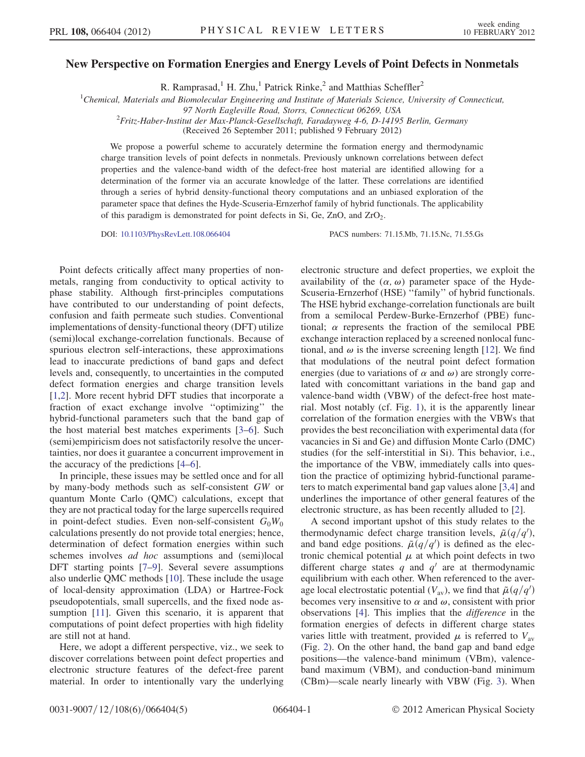# New Perspective on Formation Energies and Energy Levels of Point Defects in Nonmetals

R. Ramprasad,[1] H. Zhu,[1] Patrick Rinke,[2] and Matthias Scheffler[2]

[1]Chemical, Materials and Biomolecular Engineering and Institute of Materials Science, University of Connecticut, 97 North Eagleville Road, Storrs, Connecticut 06269, USA

[2]Fritz-Haber-Institut der Max-Planck-Gesellschaft, Faradayweg 4-6, D-14195 Berlin, Germany

(Received 26 September 2011; published 9 February 2012)

We propose a powerful scheme to accurately determine the formation energy and thermodynamic charge transition levels of point defects in nonmetals. Previously unknown correlations between defect properties and the valence-band width of the defect-free host material are identified allowing for a determination of the former via an accurate knowledge of the latter. These correlations are identified through a series of hybrid density-functional theory computations and an unbiased exploration of the parameter space that defines the Hyde-Scuseria-Ernzerhof family of hybrid functionals. The applicability of this paradigm is demonstrated for point defects in Si, Ge, ZnO, and $ZrO_2$.

DOI: 10.1103/PhysRevLett.108.066404 PACS numbers: 71.15.Mb, 71.15.Nc, 71.55.Gs

Point defects critically affect many properties of nonmetals, ranging from conductivity to optical activity to phase stability. Although first-principles computations have contributed to our understanding of point defects, confusion and faith permeate such studies. Conventional implementations of density-functional theory (DFT) utilize (semi)local exchange-correlation functionals. Because of spurious electron self-interactions, these approximations lead to inaccurate predictions of band gaps and defect levels and, consequently, to uncertainties in the computed defect formation energies and charge transition levels [1,2]. More recent hybrid DFT studies that incorporate a fraction of exact exchange involve "optimizing" the hybrid-functional parameters such that the band gap of the host material best matches experiments [3–6]. Such (semi)empiricism does not satisfactorily resolve the uncertainties, nor does it guarantee a concurrent improvement in the accuracy of the predictions [4–6].

In principle, these issues may be settled once and for all by many-body methods such as self-consistent *GW* or quantum Monte Carlo (QMC) calculations, except that they are not practical today for the large supercells required in point-defect studies. Even non-self-consistent $G_0W_0$ calculations presently do not provide total energies; hence, determination of defect formation energies within such schemes involves *ad hoc* assumptions and (semi)local DFT starting points [7–9]. Several severe assumptions also underlie QMC methods [10]. These include the usage of local-density approximation (LDA) or Hartree-Fock pseudopotentials, small supercells, and the fixed node assumption [11]. Given this scenario, it is apparent that computations of point defect properties with high fidelity are still not at hand.

Here, we adopt a different perspective, viz., we seek to discover correlations between point defect properties and electronic structure features of the defect-free parent material. In order to intentionally vary the underlying electronic structure and defect properties, we exploit the availability of the $(\alpha, \omega)$ parameter space of the Hyde-Scuseria-Ernzerhof (HSE) "family" of hybrid functionals. The HSE hybrid exchange-correlation functionals are built from a semilocal Perdew-Burke-Ernzerhof (PBE) functional; $\alpha$ represents the fraction of the semilocal PBE exchange interaction replaced by a screened nonlocal functional, and $\omega$ is the inverse screening length [12]. We find that modulations of the neutral point defect formation energies (due to variations of $\alpha$ and $\omega$) are strongly correlated with concomittant variations in the band gap and valence-band width (VBW) of the defect-free host material. Most notably (cf. Fig. 1), it is the apparently linear correlation of the formation energies with the VBWs that provides the best reconciliation with experimental data (for vacancies in Si and Ge) and diffusion Monte Carlo (DMC) studies (for the self-interstitial in Si). This behavior, i.e., the importance of the VBW, immediately calls into question the practice of optimizing hybrid-functional parameters to match experimental band gap values alone [3,4] and underlines the importance of other general features of the electronic structure, as has been recently alluded to [2].

A second important upshot of this study relates to the thermodynamic defect charge transition levels, $\tilde{\mu}(q/q')$, and band edge positions. $\tilde{\mu}(q/q')$ is defined as the electronic chemical potential $\mu$ at which point defects in two different charge states $q$ and $q'$ are at thermodynamic equilibrium with each other. When referenced to the average local electrostatic potential ($V_{\rm av}$), we find that $\tilde{\mu}(q/q')$ becomes very insensitive to $\alpha$ and $\omega$, consistent with prior observations [4]. This implies that the *difference* in the formation energies of defects in different charge states varies little with treatment, provided $\mu$ is referred to $V_{\rm av}$ (Fig. 2). On the other hand, the band gap and band edge positions—the valence-band minimum (VBm), valence-band maximum (VBM), and conduction-band minimum (CBm)—scale nearly linearly with VBW (Fig. 3). When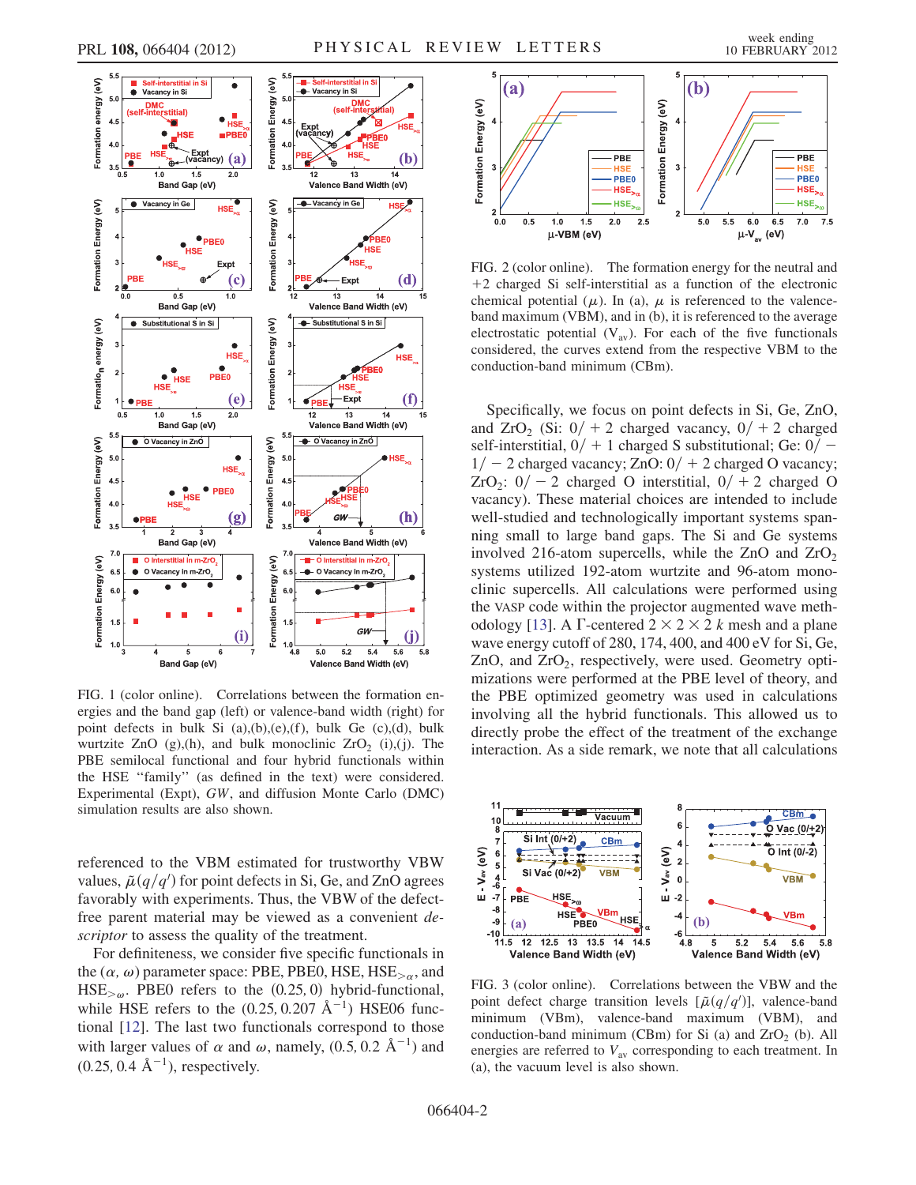FIG. 1 (color online). Correlations between the formation energies and the band gap (left) or valence-band width (right) for point defects in bulk Si (a),(b),(e),(f), bulk Ge (c),(d), bulk wurtzite ZnO (g),(h), and bulk monoclinic $ZrO_2$ (i),(j). The PBE semilocal functional and four hybrid functionals within the HSE "family" (as defined in the text) were considered. Experimental (Expt), $GW$, and diffusion Monte Carlo (DMC) simulation results are also shown.

referenced to the VBM estimated for trustworthy VBW values, $\tilde{\mu}(q/q')$ for point defects in Si, Ge, and ZnO agrees favorably with experiments. Thus, the VBW of the defect-free parent material may be viewed as a convenient *descriptor* to assess the quality of the treatment.

For definiteness, we consider five specific functionals in the $(\alpha, \omega)$ parameter space: PBE, PBE0, HSE, $HSE_{>\alpha}$, and $HSE_{>\omega}$. PBE0 refers to the (0.25, 0) hybrid-functional, while HSE refers to the (0.25, 0.207 $Å^{-1}$) HSE06 functional [12]. The last two functionals correspond to those with larger values of $\alpha$ and $\omega$, namely, (0.5, 0.2 $Å^{-1}$) and (0.25, 0.4 $Å^{-1}$), respectively.

FIG. 2 (color online). The formation energy for the neutral and +2 charged Si self-interstitial as a function of the electronic chemical potential ($\mu$). In (a), $\mu$ is referenced to the valence-band maximum (VBM), and in (b), it is referenced to the average electrostatic potential ($V_{av}$). For each of the five functionals considered, the curves extend from the respective VBM to the conduction-band minimum (CBm).

Specifically, we focus on point defects in Si, Ge, ZnO, and $ZrO_2$ (Si: $0/+2$ charged vacancy, $0/+2$ charged self-interstitial, $0/+1$ charged S substitutional; Ge: $0/-1/-2$ charged vacancy; ZnO: $0/+2$ charged O vacancy; $ZrO_2$: $0/-2$ charged O interstitial, $0/+2$ charged O vacancy). These material choices are intended to include well-studied and technologically important systems spanning small to large band gaps. The Si and Ge systems involved 216-atom supercells, while the ZnO and $ZrO_2$ systems utilized 192-atom wurtzite and 96-atom monoclinic supercells. All calculations were performed using the VASP code within the projector augmented wave methodology [13]. A $\Gamma$-centered $2 \times 2 \times 2$ $k$ mesh and a plane wave energy cutoff of 280, 174, 400, and 400 eV for Si, Ge, ZnO, and $ZrO_2$, respectively, were used. Geometry optimizations were performed at the PBE level of theory, and the PBE optimized geometry was used in calculations involving all the hybrid functionals. This allowed us to directly probe the effect of the treatment of the exchange interaction. As a side remark, we note that all calculations

FIG. 3 (color online). Correlations between the VBW and the point defect charge transition levels [$\tilde{\mu}(q/q')$], valence-band minimum (VBm), valence-band maximum (VBM), and conduction-band minimum (CBm) for Si (a) and $ZrO_2$ (b). All energies are referred to $V_{av}$ corresponding to each treatment. In (a), the vacuum level is also shown.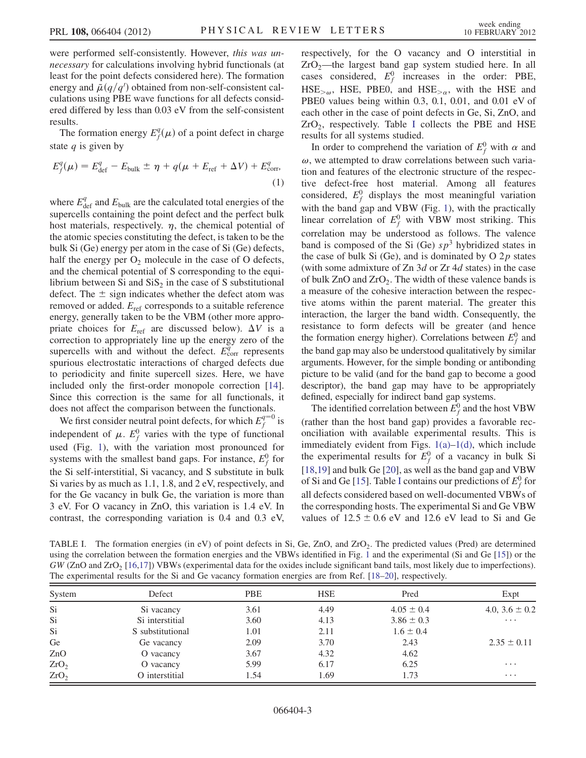were performed self-consistently. However, *this was unnecessary* for calculations involving hybrid functionals (at least for the point defects considered here). The formation energy and $\tilde{\mu}(q/q')$ obtained from non-self-consistent calculations using PBE wave functions for all defects considered differed by less than 0.03 eV from the self-consistent results.

The formation energy $E_f^q(\mu)$ of a point defect in charge state $q$ is given by

$$E_f^q(\mu) = E_{\rm def}^q - E_{\rm bulk} \pm \eta + q(\mu + E_{\rm ref} + \Delta V) + E_{\rm corr}^q, \quad (1)$$

where $E_{\rm def}^q$ and $E_{\rm bulk}$ are the calculated total energies of the supercells containing the point defect and the perfect bulk host materials, respectively. $\eta$, the chemical potential of the atomic species constituting the defect, is taken to be the bulk Si (Ge) energy per atom in the case of Si (Ge) defects, half the energy per $O_2$ molecule in the case of O defects, and the chemical potential of S corresponding to the equilibrium between Si and $SiS_2$ in the case of S substitutional defect. The $\pm$ sign indicates whether the defect atom was removed or added. $E_{\rm ref}$ corresponds to a suitable reference energy, generally taken to be the VBM (other more appropriate choices for $E_{\rm ref}$ are discussed below). $\Delta V$ is a correction to appropriately line up the energy zero of the supercells with and without the defect. $E_{\rm corr}^q$ represents spurious electrostatic interactions of charged defects due to periodicity and finite supercell sizes. Here, we have included only the first-order monopole correction [14]. Since this correction is the same for all functionals, it does not affect the comparison between the functionals.

We first consider neutral point defects, for which $E_f^{q=0}$ is independent of $\mu$. $E_f^0$ varies with the type of functional used (Fig. 1), with the variation most pronounced for systems with the smallest band gaps. For instance, $E_f^0$ for the Si self-interstitial, Si vacancy, and S substitute in bulk Si varies by as much as 1.1, 1.8, and 2 eV, respectively, and for the Ge vacancy in bulk Ge, the variation is more than 3 eV. For O vacancy in ZnO, this variation is 1.4 eV. In contrast, the corresponding variation is 0.4 and 0.3 eV, respectively, for the O vacancy and O interstitial in $ZrO_2$—the largest band gap system studied here. In all cases considered, $E_f^0$ increases in the order: PBE, $\text{HSE}_{>\omega}$, HSE, PBE0, and $\text{HSE}_{>\alpha}$, with the HSE and PBE0 values being within 0.3, 0.1, 0.01, and 0.01 eV of each other in the case of point defects in Ge, Si, ZnO, and $ZrO_2$, respectively. Table I collects the PBE and HSE results for all systems studied.

In order to comprehend the variation of $E_f^0$ with $\alpha$ and $\omega$, we attempted to draw correlations between such variation and features of the electronic structure of the respective defect-free host material. Among all features considered, $E_f^0$ displays the most meaningful variation with the band gap and VBW (Fig. 1), with the practically linear correlation of $E_f^0$ with VBW most striking. This correlation may be understood as follows. The valence band is composed of the Si (Ge) $sp^3$ hybridized states in the case of bulk Si (Ge), and is dominated by O $2p$ states (with some admixture of Zn $3d$ or Zr $4d$ states) in the case of bulk ZnO and $ZrO_2$. The width of these valence bands is a measure of the cohesive interaction between the respective atoms within the parent material. The greater this interaction, the larger the band width. Consequently, the resistance to form defects will be greater (and hence the formation energy higher). Correlations between $E_f^0$ and the band gap may also be understood qualitatively by similar arguments. However, for the simple bonding or antibonding picture to be valid (and for the band gap to become a good descriptor), the band gap may have to be appropriately defined, especially for indirect band gap systems.

The identified correlation between $E_f^0$ and the host VBW (rather than the host band gap) provides a favorable reconciliation with available experimental results. This is immediately evident from Figs. 1(a)–1(d), which include the experimental results for $E_f^0$ of a vacancy in bulk Si [18,19] and bulk Ge [20], as well as the band gap and VBW of Si and Ge [15]. Table I contains our predictions of $E_f^0$ for all defects considered based on well-documented VBWs of the corresponding hosts. The experimental Si and Ge VBW values of $12.5 \pm 0.6$ eV and 12.6 eV lead to Si and Ge

TABLE I. The formation energies (in eV) of point defects in Si, Ge, ZnO, and $ZrO_2$. The predicted values (Pred) are determined using the correlation between the formation energies and the VBWs identified in Fig. 1 and the experimental (Si and Ge [15]) or the *GW* (ZnO and $ZrO_2$ [16,17]) VBWs (experimental data for the oxides include significant band tails, most likely due to imperfections). The experimental results for the Si and Ge vacancy formation energies are from Ref. [18–20], respectively.

| System | Defect | PBE | HSE | Pred | Expt |
|---|---|---|---|---|---|
| Si | Si vacancy | 3.61 | 4.49 | $4.05 \pm 0.4$ | 4.0, $3.6 \pm 0.2$ |
| Si | Si interstitial | 3.60 | 4.13 | $3.86 \pm 0.3$ | $\cdots$ |
| Si | S substitutional | 1.01 | 2.11 | $1.6 \pm 0.4$ | |
| Ge | Ge vacancy | 2.09 | 3.70 | 2.43 | $2.35 \pm 0.11$ |
| ZnO | O vacancy | 3.67 | 4.32 | 4.62 | |
| $ZrO_2$ | O vacancy | 5.99 | 6.17 | 6.25 | $\cdots$ |
| $ZrO_2$ | O interstitial | 1.54 | 1.69 | 1.73 | $\cdots$ |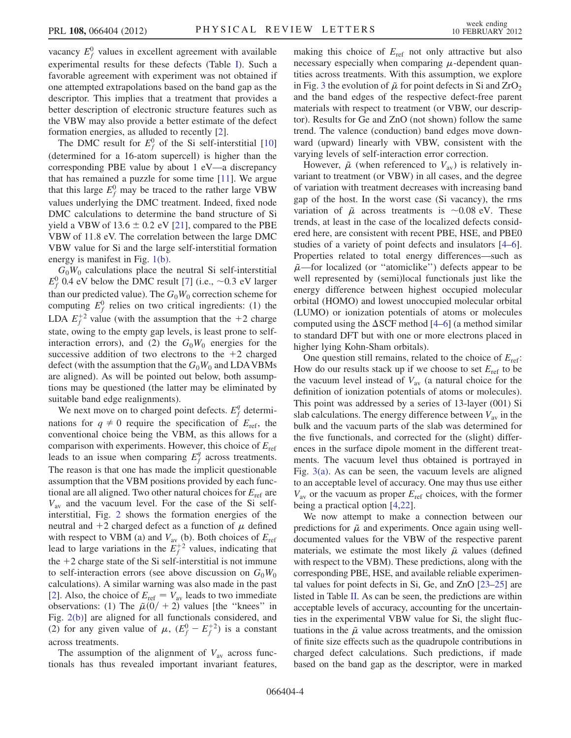vacancy $E_f^0$ values in excellent agreement with available experimental results for these defects (Table I). Such a favorable agreement with experiment was not obtained if one attempted extrapolations based on the band gap as the descriptor. This implies that a treatment that provides a better description of electronic structure features such as the VBW may also provide a better estimate of the defect formation energies, as alluded to recently [2].

The DMC result for $E_f^0$ of the Si self-interstitial [10] (determined for a 16-atom supercell) is higher than the corresponding PBE value by about 1 eV—a discrepancy that has remained a puzzle for some time [11]. We argue that this large $E_f^0$ may be traced to the rather large VBW values underlying the DMC treatment. Indeed, fixed node DMC calculations to determine the band structure of Si yield a VBW of $13.6 \pm 0.2$ eV [21], compared to the PBE VBW of 11.8 eV. The correlation between the large DMC VBW value for Si and the large self-interstitial formation energy is manifest in Fig. 1(b).

$G_0W_0$ calculations place the neutral Si self-interstitial $E_f^0$ 0.4 eV below the DMC result [7] (i.e., ~0.3 eV larger than our predicted value). The $G_0W_0$ correction scheme for computing $E_f^0$ relies on two critical ingredients: (1) the LDA $E_f^{+2}$ value (with the assumption that the +2 charge state, owing to the empty gap levels, is least prone to self-interaction errors), and (2) the $G_0W_0$ energies for the successive addition of two electrons to the +2 charged defect (with the assumption that the $G_0W_0$ and LDA VBMs are aligned). As will be pointed out below, both assumptions may be questioned (the latter may be eliminated by suitable band edge realignments).

We next move on to charged point defects. $E_f^q$ determinations for $q \neq 0$ require the specification of $E_{\rm ref}$, the conventional choice being the VBM, as this allows for a comparison with experiments. However, this choice of $E_{\rm ref}$ leads to an issue when comparing $E_f^q$ across treatments. The reason is that one has made the implicit questionable assumption that the VBM positions provided by each functional are all aligned. Two other natural choices for $E_{\rm ref}$ are $V_{\rm av}$ and the vacuum level. For the case of the Si self-interstitial, Fig. 2 shows the formation energies of the neutral and +2 charged defect as a function of $\mu$ defined with respect to VBM (a) and $V_{\rm av}$ (b). Both choices of $E_{\rm ref}$ lead to large variations in the $E_f^{+2}$ values, indicating that the +2 charge state of the Si self-interstitial is not immune to self-interaction errors (see above discussion on $G_0W_0$ calculations). A similar warning was also made in the past [2]. Also, the choice of $E_{\rm ref} = V_{\rm av}$ leads to two immediate observations: (1) The $\tilde{\mu}(0/+2)$ values [the "knees" in Fig. 2(b)] are aligned for all functionals considered, and (2) for any given value of $\mu$, $(E_f^0 - E_f^{+2})$ is a constant across treatments.

The assumption of the alignment of $V_{\rm av}$ across functionals has thus revealed important invariant features, making this choice of $E_{\rm ref}$ not only attractive but also necessary especially when comparing $\mu$-dependent quantities across treatments. With this assumption, we explore in Fig. 3 the evolution of $\tilde{\mu}$ for point defects in Si and $ZrO_2$ and the band edges of the respective defect-free parent materials with respect to treatment (or VBW, our descriptor). Results for Ge and ZnO (not shown) follow the same trend. The valence (conduction) band edges move downward (upward) linearly with VBW, consistent with the varying levels of self-interaction error correction.

However, $\tilde{\mu}$ (when referenced to $V_{\rm av}$) is relatively invariant to treatment (or VBW) in all cases, and the degree of variation with treatment decreases with increasing band gap of the host. In the worst case (Si vacancy), the rms variation of $\tilde{\mu}$ across treatments is ~0.08 eV. These trends, at least in the case of the localized defects considered here, are consistent with recent PBE, HSE, and PBE0 studies of a variety of point defects and insulators [4–6]. Properties related to total energy differences—such as $\tilde{\mu}$—for localized (or "atomiclike") defects appear to be well represented by (semi)local functionals just like the energy difference between highest occupied molecular orbital (HOMO) and lowest unoccupied molecular orbital (LUMO) or ionization potentials of atoms or molecules computed using the $\Delta$SCF method [4–6] (a method similar to standard DFT but with one or more electrons placed in higher lying Kohn-Sham orbitals).

One question still remains, related to the choice of $E_{\rm ref}$: How do our results stack up if we choose to set $E_{\rm ref}$ to be the vacuum level instead of $V_{\rm av}$ (a natural choice for the definition of ionization potentials of atoms or molecules). This point was addressed by a series of 13-layer (001) Si slab calculations. The energy difference between $V_{\rm av}$ in the bulk and the vacuum parts of the slab was determined for the five functionals, and corrected for the (slight) differences in the surface dipole moment in the different treatments. The vacuum level thus obtained is portrayed in Fig. 3(a). As can be seen, the vacuum levels are aligned to an acceptable level of accuracy. One may thus use either $V_{\rm av}$ or the vacuum as proper $E_{\rm ref}$ choices, with the former being a practical option [4,22].

We now attempt to make a connection between our predictions for $\tilde{\mu}$ and experiments. Once again using well-documented values for the VBW of the respective parent materials, we estimate the most likely $\tilde{\mu}$ values (defined with respect to the VBM). These predictions, along with the corresponding PBE, HSE, and available reliable experimental values for point defects in Si, Ge, and ZnO [23–25] are listed in Table II. As can be seen, the predictions are within acceptable levels of accuracy, accounting for the uncertainties in the experimental VBW value for Si, the slight fluctuations in the $\tilde{\mu}$ value across treatments, and the omission of finite size effects such as the quadrupole contributions in charged defect calculations. Such predictions, if made based on the band gap as the descriptor, were in marked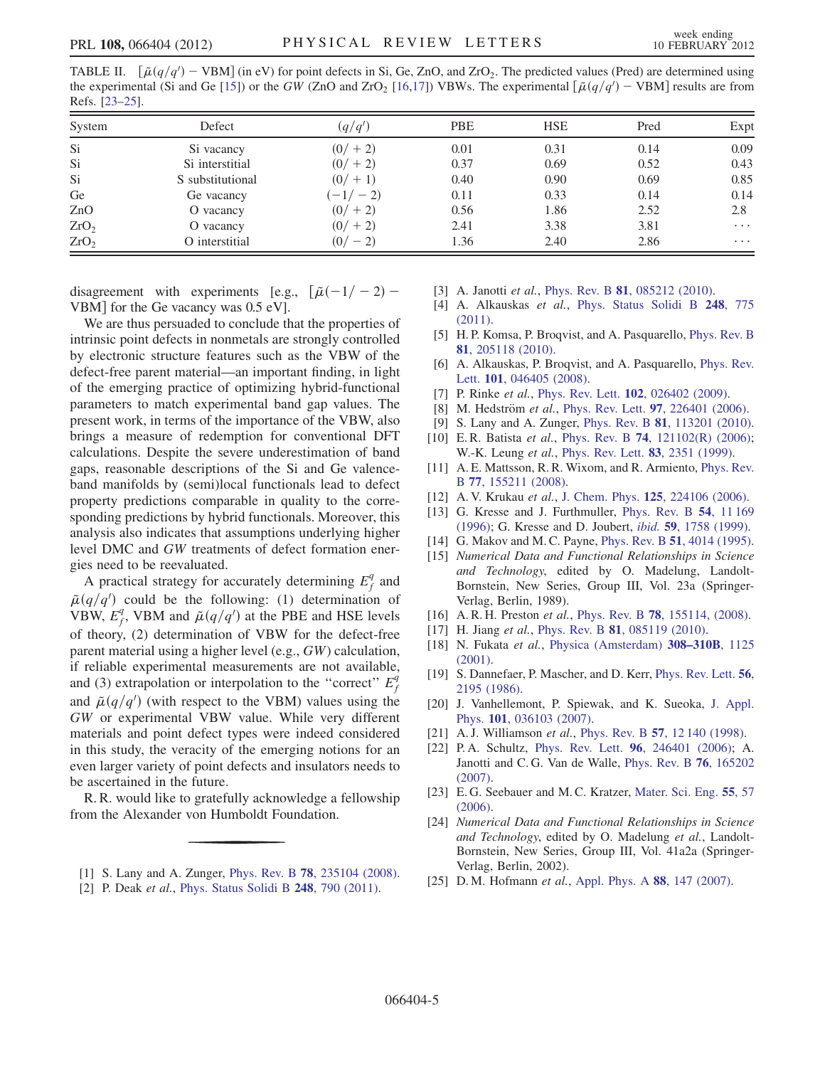TABLE II. $[\tilde{\mu}(q/q') - \text{VBM}]$ (in eV) for point defects in Si, Ge, ZnO, and $ZrO_2$. The predicted values (Pred) are determined using the experimental (Si and Ge [15]) or the *GW* (ZnO and $ZrO_2$ [16,17]) VBWs. The experimental $[\tilde{\mu}(q/q') - \text{VBM}]$ results are from Refs. [23–25].

| System | Defect | $(q/q')$ | PBE | HSE | Pred | Expt |
|---|---|---|---|---|---|---|
| Si | Si vacancy | $(0/+2)$ | 0.01 | 0.31 | 0.14 | 0.09 |
| Si | Si interstitial | $(0/+2)$ | 0.37 | 0.69 | 0.52 | 0.43 |
| Si | S substitutional | $(0/+1)$ | 0.40 | 0.90 | 0.69 | 0.85 |
| Ge | Ge vacancy | $(-1/-2)$ | 0.11 | 0.33 | 0.14 | 0.14 |
| ZnO | O vacancy | $(0/+2)$ | 0.56 | 1.86 | 2.52 | 2.8 |
| $ZrO_2$ | O vacancy | $(0/+2)$ | 2.41 | 3.38 | 3.81 | ⋯ |
| $ZrO_2$ | O interstitial | $(0/-2)$ | 1.36 | 2.40 | 2.86 | ⋯ |

disagreement with experiments [e.g., $[\tilde{\mu}(-1/-2) - \text{VBM}]$ for the Ge vacancy was 0.5 eV].

We are thus persuaded to conclude that the properties of intrinsic point defects in nonmetals are strongly controlled by electronic structure features such as the VBW of the defect-free parent material—an important finding, in light of the emerging practice of optimizing hybrid-functional parameters to match experimental band gap values. The present work, in terms of the importance of the VBW, also brings a measure of redemption for conventional DFT calculations. Despite the severe underestimation of band gaps, reasonable descriptions of the Si and Ge valence-band manifolds by (semi)local functionals lead to defect property predictions comparable in quality to the corresponding predictions by hybrid functionals. Moreover, this analysis also indicates that assumptions underlying higher level DMC and *GW* treatments of defect formation energies need to be reevaluated.

A practical strategy for accurately determining $E_f^q$ and $\tilde{\mu}(q/q')$ could be the following: (1) determination of VBW, $E_f^q$, VBM and $\tilde{\mu}(q/q')$ at the PBE and HSE levels of theory, (2) determination of VBW for the defect-free parent material using a higher level (e.g., *GW*) calculation, if reliable experimental measurements are not available, and (3) extrapolation or interpolation to the "correct" $E_f^q$ and $\tilde{\mu}(q/q')$ (with respect to the VBM) values using the *GW* or experimental VBW value. While very different materials and point defect types were indeed considered in this study, the veracity of the emerging notions for an even larger variety of point defects and insulators needs to be ascertained in the future.

R. R. would like to gratefully acknowledge a fellowship from the Alexander von Humboldt Foundation.

---

[1] S. Lany and A. Zunger, Phys. Rev. B **78**, 235104 (2008).
[2] P. Deak *et al.*, Phys. Status Solidi B **248**, 790 (2011).
[3] A. Janotti *et al.*, Phys. Rev. B **81**, 085212 (2010).
[4] A. Alkauskas *et al.*, Phys. Status Solidi B **248**, 775 (2011).
[5] H. P. Komsa, P. Broqvist, and A. Pasquarello, Phys. Rev. B **81**, 205118 (2010).
[6] A. Alkauskas, P. Broqvist, and A. Pasquarello, Phys. Rev. Lett. **101**, 046405 (2008).
[7] P. Rinke *et al.*, Phys. Rev. Lett. **102**, 026402 (2009).
[8] M. Hedström *et al.*, Phys. Rev. Lett. **97**, 226401 (2006).
[9] S. Lany and A. Zunger, Phys. Rev. B **81**, 113201 (2010).
[10] E. R. Batista *et al.*, Phys. Rev. B **74**, 121102(R) (2006); W.-K. Leung *et al.*, Phys. Rev. Lett. **83**, 2351 (1999).
[11] A. E. Mattsson, R. R. Wixom, and R. Armiento, Phys. Rev. B **77**, 155211 (2008).
[12] A. V. Krukau *et al.*, J. Chem. Phys. **125**, 224106 (2006).
[13] G. Kresse and J. Furthmuller, Phys. Rev. B **54**, 11 169 (1996); G. Kresse and J. Joubert, *ibid.* **59**, 1758 (1999).
[14] G. Makov and M. C. Payne, Phys. Rev. B **51**, 4014 (1995).
[15] *Numerical Data and Functional Relationships in Science and Technology*, edited by O. Madelung, Landolt-Bornstein, New Series, Group III, Vol. 23a (Springer-Verlag, Berlin, 1989).
[16] A. R. H. Preston *et al.*, Phys. Rev. B **78**, 155114, (2008).
[17] H. Jiang *et al.*, Phys. Rev. B **81**, 085119 (2010).
[18] N. Fukata *et al.*, Physica (Amsterdam) **308–310B**, 1125 (2001).
[19] S. Dannefaer, P. Mascher, and D. Kerr, Phys. Rev. Lett. **56**, 2195 (1986).
[20] J. Vanhellemont, P. Spiewak, and K. Sueoka, J. Appl. Phys. **101**, 036103 (2007).
[21] A. J. Williamson *et al.*, Phys. Rev. B **57**, 12 140 (1998).
[22] P. A. Schultz, Phys. Rev. Lett. **96**, 246401 (2006); A. Janotti and C. G. Van de Walle, Phys. Rev. B **76**, 165202 (2007).
[23] E. G. Seebauer and M. C. Kratzer, Mater. Sci. Eng. **55**, 57 (2006).
[24] *Numerical Data and Functional Relationships in Science and Technology*, edited by O. Madelung *et al.*, Landolt-Bornstein, New Series, Group III, Vol. 41a2a (Springer-Verlag, Berlin, 2002).
[25] D. M. Hofmann *et al.*, Appl. Phys. A **88**, 147 (2007).